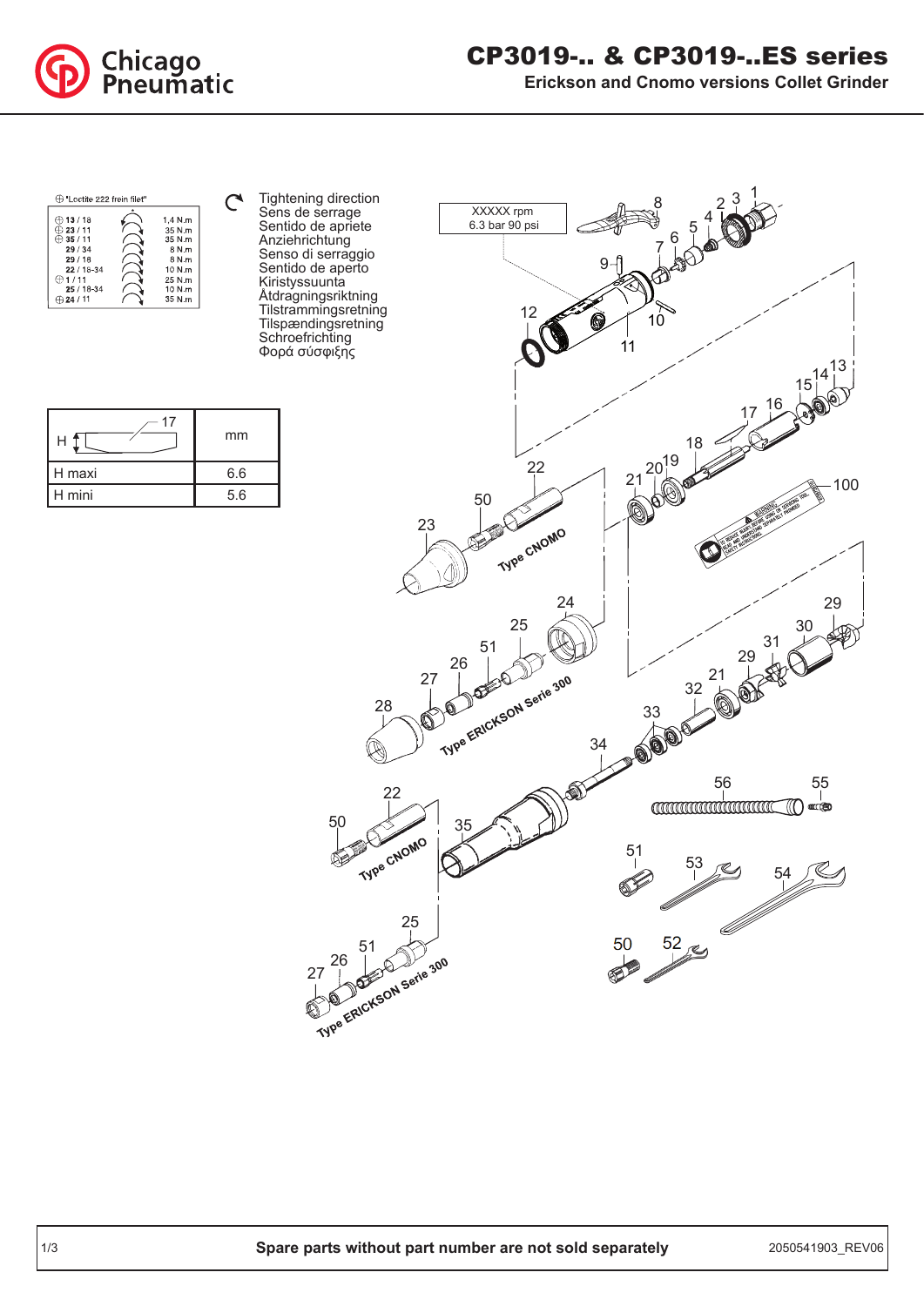# CP3019-.. & CP3019-..ES series

## Erickson and Cnomo versions Collet Grinder

⊕ "Loctite 222 frein filet"

| | |
|---|---|
| ⊕ 13 / 18 | 1,4 N.m |
| ⊕ 23 / 11 | 35 N.m |
| ⊕ 35 / 11 | 35 N.m |
| 29 / 34 | 8 N.m |
| 29 / 18 | 8 N.m |
| 22 / 18-34 | 10 N.m |
| ⊕ 1 / 11 | 25 N.m |
| 25 / 18-34 | 10 N.m |
| ⊕ 24 / 11 | 35 N.m |

Tightening direction
Sens de serrage
Sentido de apriete
Anziehrichtung
Senso di serraggio
Sentido de aperto
Kiristyssuunta
Åtdragningsriktning
Tilstrammingsretning
Tilspændingsretning
Schroefrichting
Φορά σύσφιξης

| H (17) | mm |
|---|---|
| H maxi | 6.6 |
| H mini | 5.6 |

XXXXX rpm
6.3 bar 90 psi

Type CNOMO

Type ERICKSON Serie 300

Type CNOMO

Type ERICKSON Serie 300

**Spare parts without part number are not sold separately**

2050541903_REV06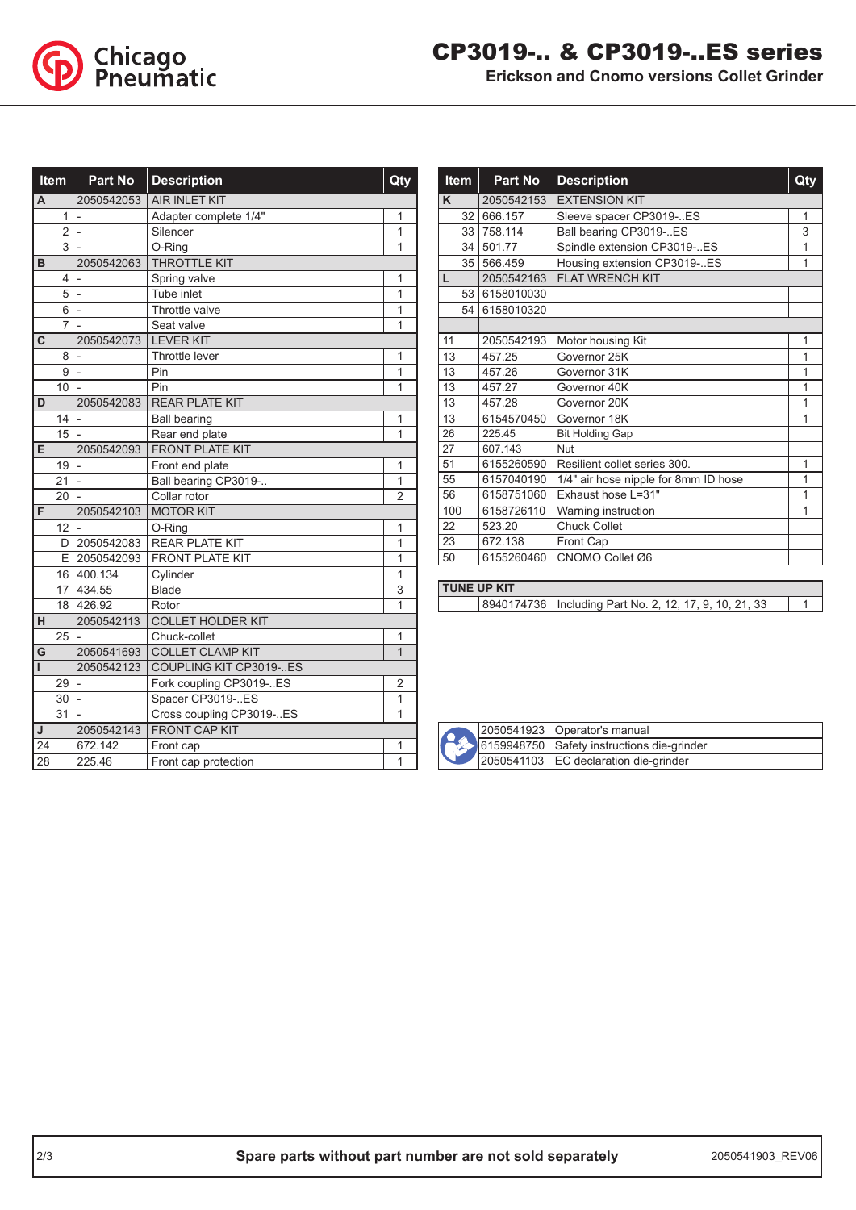| Item | Part No | Description | Qty |
|---|---|---|---|
| A | 2050542053 | AIR INLET KIT | |
| 1 | - | Adapter complete 1/4" | 1 |
| 2 | - | Silencer | 1 |
| 3 | - | O-Ring | 1 |
| B | 2050542063 | THROTTLE KIT | |
| 4 | - | Spring valve | 1 |
| 5 | - | Tube inlet | 1 |
| 6 | - | Throttle valve | 1 |
| 7 | - | Seat valve | 1 |
| C | 2050542073 | LEVER KIT | |
| 8 | - | Throttle lever | 1 |
| 9 | - | Pin | 1 |
| 10 | - | Pin | 1 |
| D | 2050542083 | REAR PLATE KIT | |
| 14 | - | Ball bearing | 1 |
| 15 | - | Rear end plate | 1 |
| E | 2050542093 | FRONT PLATE KIT | |
| 19 | - | Front end plate | 1 |
| 21 | - | Ball bearing CP3019-.. | 1 |
| 20 | - | Collar rotor | 2 |
| F | 2050542103 | MOTOR KIT | |
| 12 | - | O-Ring | 1 |
| D | 2050542083 | REAR PLATE KIT | 1 |
| E | 2050542093 | FRONT PLATE KIT | 1 |
| 16 | 400.134 | Cylinder | 1 |
| 17 | 434.55 | Blade | 3 |
| 18 | 426.92 | Rotor | 1 |
| H | 2050542113 | COLLET HOLDER KIT | |
| 25 | - | Chuck-collet | 1 |
| G | 2050541693 | COLLET CLAMP KIT | 1 |
| I | 2050542123 | COUPLING KIT CP3019-..ES | |
| 29 | - | Fork coupling CP3019-..ES | 2 |
| 30 | - | Spacer CP3019-..ES | 1 |
| 31 | - | Cross coupling CP3019-..ES | 1 |
| J | 2050542143 | FRONT CAP KIT | |
| 24 | 672.142 | Front cap | 1 |
| 28 | 225.46 | Front cap protection | 1 |

| Item | Part No | Description | Qty |
|---|---|---|---|
| K | 2050542153 | EXTENSION KIT | |
| 32 | 666.157 | Sleeve spacer CP3019-..ES | 1 |
| 33 | 758.114 | Ball bearing CP3019-..ES | 3 |
| 34 | 501.77 | Spindle extension CP3019-..ES | 1 |
| 35 | 566.459 | Housing extension CP3019-..ES | 1 |
| L | 2050542163 | FLAT WRENCH KIT | |
| 53 | 6158010030 | | |
| 54 | 6158010320 | | |
| | | | |
| 11 | 2050542193 | Motor housing Kit | 1 |
| 13 | 457.25 | Governor 25K | 1 |
| 13 | 457.26 | Governor 31K | 1 |
| 13 | 457.27 | Governor 40K | 1 |
| 13 | 457.28 | Governor 20K | 1 |
| 13 | 6154570450 | Governor 18K | 1 |
| 26 | 225.45 | Bit Holding Gap | |
| 27 | 607.143 | Nut | |
| 51 | 6155260590 | Resilient collet series 300. | 1 |
| 55 | 6157040190 | 1/4" air hose nipple for 8mm ID hose | 1 |
| 56 | 6158751060 | Exhaust hose L=31" | 1 |
| 100 | 6158726110 | Warning instruction | 1 |
| 22 | 523.20 | Chuck Collet | |
| 23 | 672.138 | Front Cap | |
| 50 | 6155260460 | CNOMO Collet Ø6 | |

| TUNE UP KIT | | | |
|---|---|---|---|
| | 8940174736 | Including Part No. 2, 12, 17, 9, 10, 21, 33 | 1 |

| Part No | Description |
|---|---|
| 2050541923 | Operator's manual |
| 6159948750 | Safety instructions die-grinder |
| 2050541103 | EC declaration die-grinder |

**Spare parts without part number are not sold separately**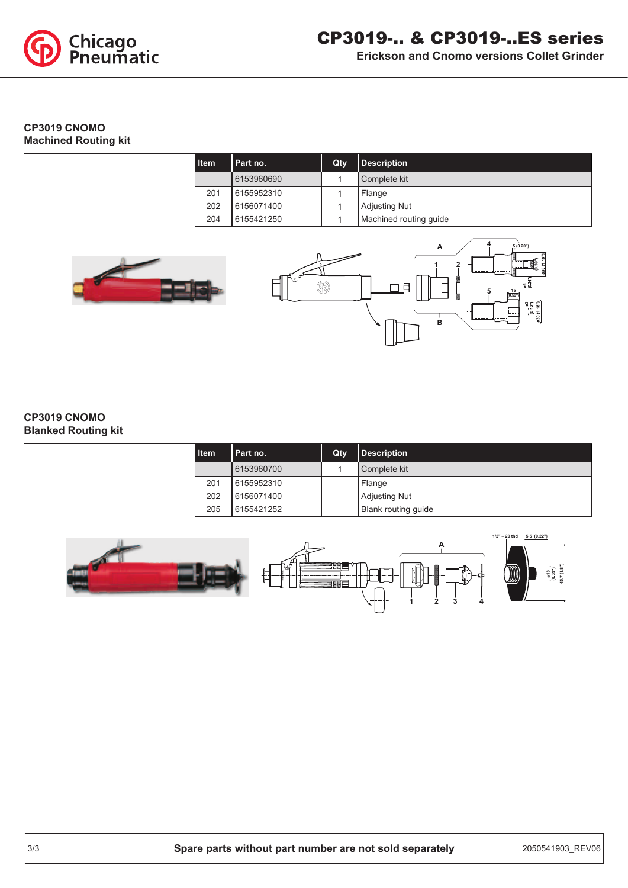## CP3019 CNOMO
## Machined Routing kit

| Item | Part no. | Qty | Description |
|---|---|---|---|
| | 6153960690 | 1 | Complete kit |
| 201 | 6155952310 | 1 | Flange |
| 202 | 6156071400 | 1 | Adjusting Nut |
| 204 | 6155421250 | 1 | Machined routing guide |

A
4
5 (0.20")
1
2
ø10 (0.39")
ø30 (1.18")
ø6 (0.24")
5
15 (0.59")
ø3 (0.12")
ø30 (1.18")
B

## CP3019 CNOMO
## Blanked Routing kit

| Item | Part no. | Qty | Description |
|---|---|---|---|
| | 6153960700 | 1 | Complete kit |
| 201 | 6155952310 | | Flange |
| 202 | 6156071400 | | Adjusting Nut |
| 205 | 6155421252 | | Blank routing guide |

1/2" – 20 thd
5.5 (0.22")
A
ø10 (0.39")
45.7 (1.8")
1
2
3
4

Spare parts without part number are not sold separately